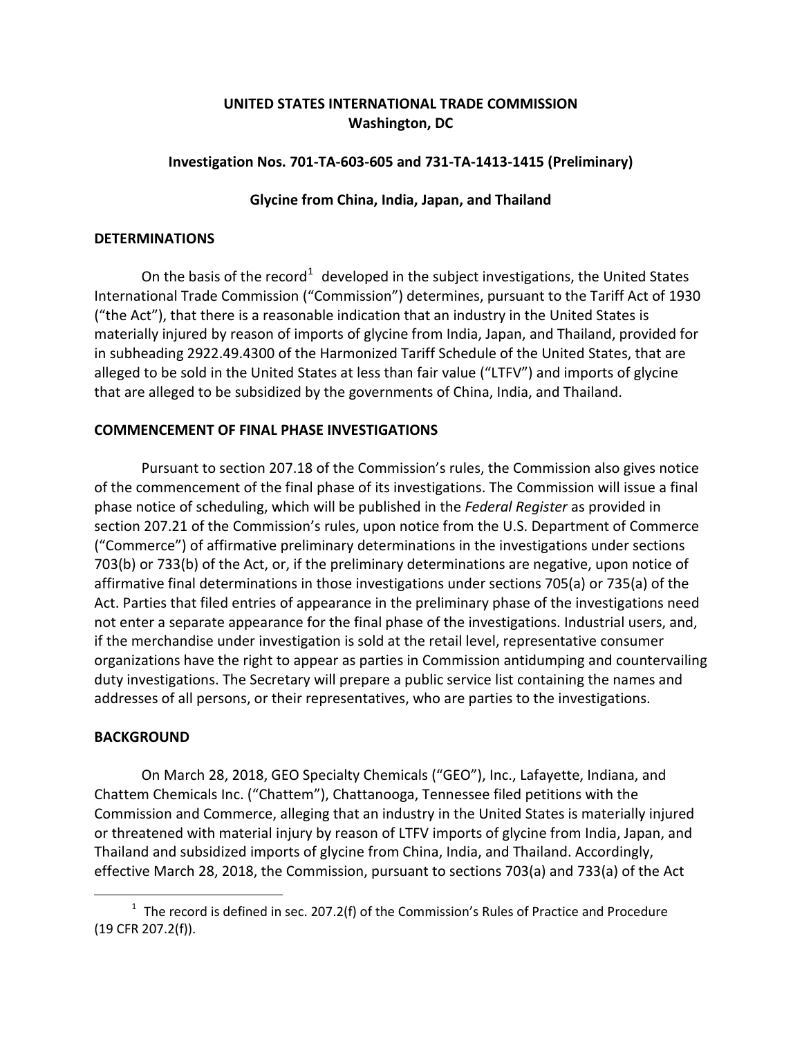**UNITED STATES INTERNATIONAL TRADE COMMISSION**
**Washington, DC**

**Investigation Nos. 701-TA-603-605 and 731-TA-1413-1415 (Preliminary)**

**Glycine from China, India, Japan, and Thailand**

## DETERMINATIONS

On the basis of the record[1] developed in the subject investigations, the United States International Trade Commission ("Commission") determines, pursuant to the Tariff Act of 1930 ("the Act"), that there is a reasonable indication that an industry in the United States is materially injured by reason of imports of glycine from India, Japan, and Thailand, provided for in subheading 2922.49.4300 of the Harmonized Tariff Schedule of the United States, that are alleged to be sold in the United States at less than fair value ("LTFV") and imports of glycine that are alleged to be subsidized by the governments of China, India, and Thailand.

## COMMENCEMENT OF FINAL PHASE INVESTIGATIONS

Pursuant to section 207.18 of the Commission's rules, the Commission also gives notice of the commencement of the final phase of its investigations. The Commission will issue a final phase notice of scheduling, which will be published in the *Federal Register* as provided in section 207.21 of the Commission's rules, upon notice from the U.S. Department of Commerce ("Commerce") of affirmative preliminary determinations in the investigations under sections 703(b) or 733(b) of the Act, or, if the preliminary determinations are negative, upon notice of affirmative final determinations in those investigations under sections 705(a) or 735(a) of the Act. Parties that filed entries of appearance in the preliminary phase of the investigations need not enter a separate appearance for the final phase of the investigations. Industrial users, and, if the merchandise under investigation is sold at the retail level, representative consumer organizations have the right to appear as parties in Commission antidumping and countervailing duty investigations. The Secretary will prepare a public service list containing the names and addresses of all persons, or their representatives, who are parties to the investigations.

## BACKGROUND

On March 28, 2018, GEO Specialty Chemicals ("GEO"), Inc., Lafayette, Indiana, and Chattem Chemicals Inc. ("Chattem"), Chattanooga, Tennessee filed petitions with the Commission and Commerce, alleging that an industry in the United States is materially injured or threatened with material injury by reason of LTFV imports of glycine from India, Japan, and Thailand and subsidized imports of glycine from China, India, and Thailand. Accordingly, effective March 28, 2018, the Commission, pursuant to sections 703(a) and 733(a) of the Act

[1] The record is defined in sec. 207.2(f) of the Commission's Rules of Practice and Procedure (19 CFR 207.2(f)).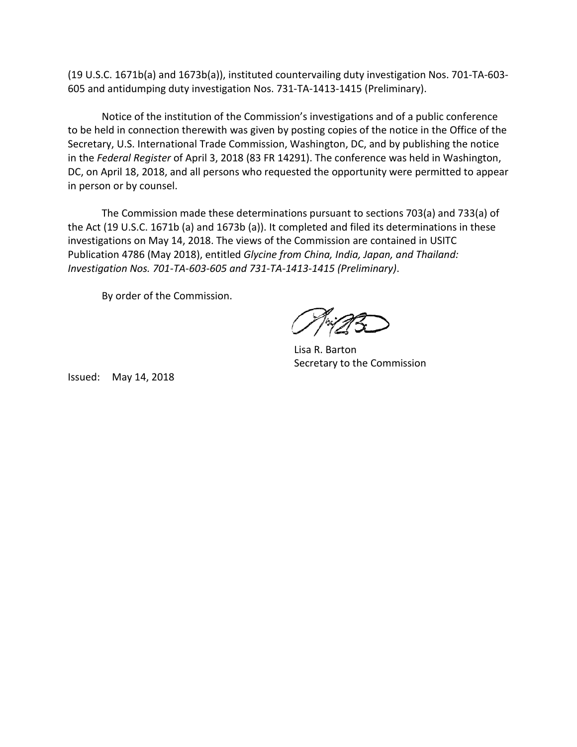(19 U.S.C. 1671b(a) and 1673b(a)), instituted countervailing duty investigation Nos. 701-TA-603-605 and antidumping duty investigation Nos. 731-TA-1413-1415 (Preliminary).

Notice of the institution of the Commission's investigations and of a public conference to be held in connection therewith was given by posting copies of the notice in the Office of the Secretary, U.S. International Trade Commission, Washington, DC, and by publishing the notice in the *Federal Register* of April 3, 2018 (83 FR 14291). The conference was held in Washington, DC, on April 18, 2018, and all persons who requested the opportunity were permitted to appear in person or by counsel.

The Commission made these determinations pursuant to sections 703(a) and 733(a) of the Act (19 U.S.C. 1671b (a) and 1673b (a)). It completed and filed its determinations in these investigations on May 14, 2018. The views of the Commission are contained in USITC Publication 4786 (May 2018), entitled *Glycine from China, India, Japan, and Thailand: Investigation Nos. 701-TA-603-605 and 731-TA-1413-1415 (Preliminary)*.

By order of the Commission.

Lisa R. Barton
Secretary to the Commission

Issued: May 14, 2018